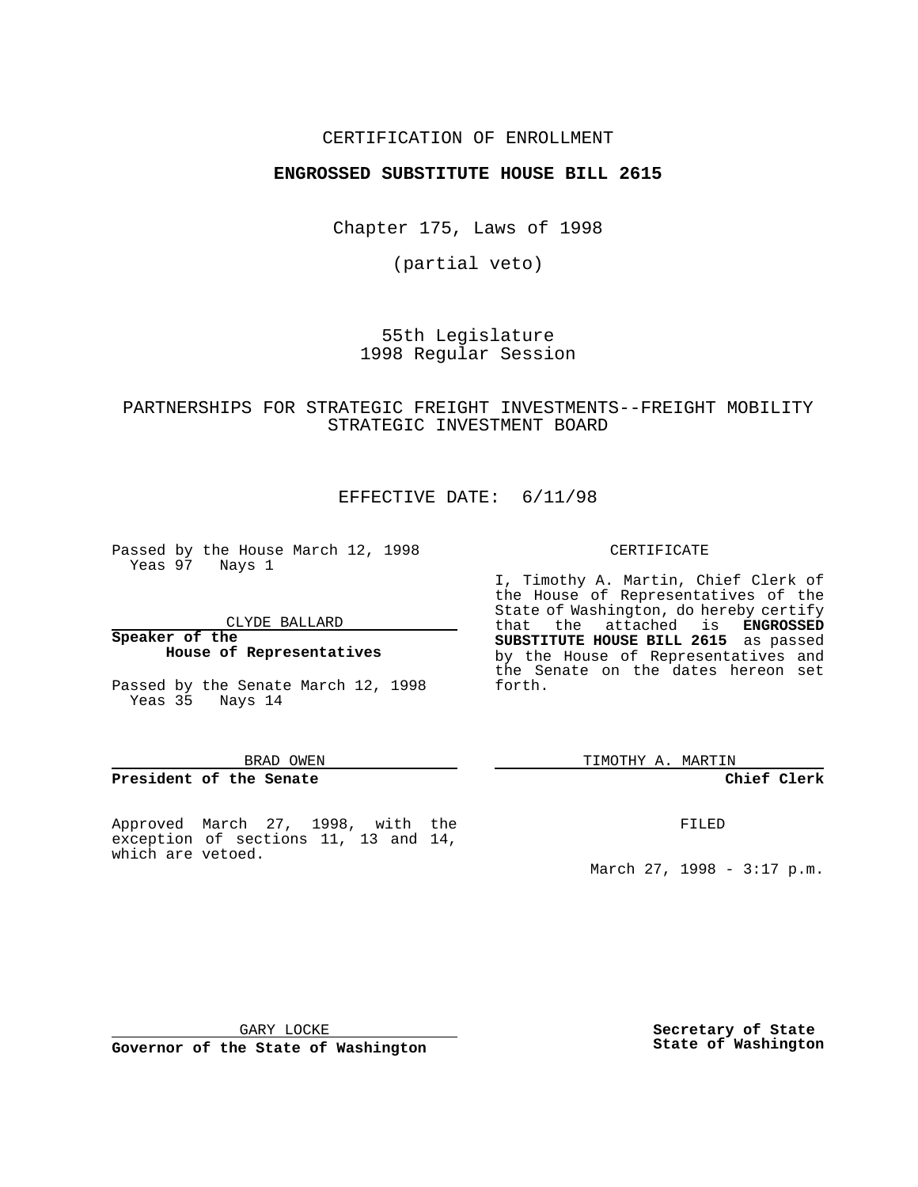CERTIFICATION OF ENROLLMENT

**ENGROSSED SUBSTITUTE HOUSE BILL 2615**

Chapter 175, Laws of 1998

(partial veto)

55th Legislature
1998 Regular Session

PARTNERSHIPS FOR STRATEGIC FREIGHT INVESTMENTS--FREIGHT MOBILITY STRATEGIC INVESTMENT BOARD

EFFECTIVE DATE: 6/11/98

Passed by the House March 12, 1998
Yeas 97 Nays 1

CLYDE BALLARD

**Speaker of the House of Representatives**

Passed by the Senate March 12, 1998
Yeas 35 Nays 14

BRAD OWEN

**President of the Senate**

Approved March 27, 1998, with the exception of sections 11, 13 and 14, which are vetoed.

GARY LOCKE

**Governor of the State of Washington**

CERTIFICATE

I, Timothy A. Martin, Chief Clerk of the House of Representatives of the State of Washington, do hereby certify that the attached is **ENGROSSED SUBSTITUTE HOUSE BILL 2615** as passed by the House of Representatives and the Senate on the dates hereon set forth.

TIMOTHY A. MARTIN

**Chief Clerk**

FILED

March 27, 1998 - 3:17 p.m.

**Secretary of State**
**State of Washington**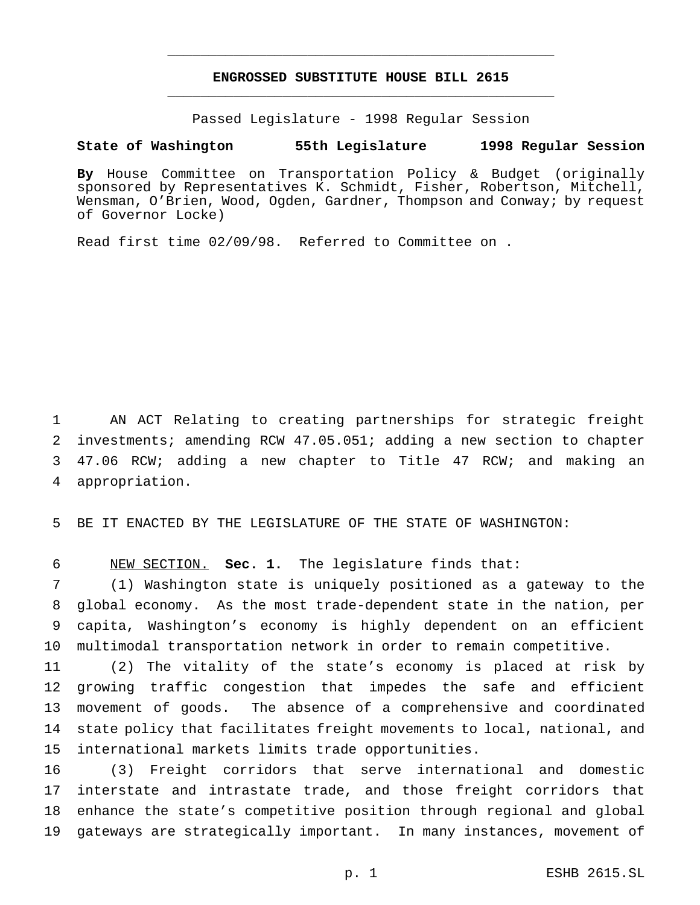# ENGROSSED SUBSTITUTE HOUSE BILL 2615

Passed Legislature - 1998 Regular Session

**State of Washington 55th Legislature 1998 Regular Session**

**By** House Committee on Transportation Policy & Budget (originally sponsored by Representatives K. Schmidt, Fisher, Robertson, Mitchell, Wensman, O'Brien, Wood, Ogden, Gardner, Thompson and Conway; by request of Governor Locke)

Read first time 02/09/98. Referred to Committee on .

AN ACT Relating to creating partnerships for strategic freight investments; amending RCW 47.05.051; adding a new section to chapter 47.06 RCW; adding a new chapter to Title 47 RCW; and making an appropriation.

BE IT ENACTED BY THE LEGISLATURE OF THE STATE OF WASHINGTON:

NEW SECTION. **Sec. 1.** The legislature finds that:

(1) Washington state is uniquely positioned as a gateway to the global economy. As the most trade-dependent state in the nation, per capita, Washington's economy is highly dependent on an efficient multimodal transportation network in order to remain competitive.

(2) The vitality of the state's economy is placed at risk by growing traffic congestion that impedes the safe and efficient movement of goods. The absence of a comprehensive and coordinated state policy that facilitates freight movements to local, national, and international markets limits trade opportunities.

(3) Freight corridors that serve international and domestic interstate and intrastate trade, and those freight corridors that enhance the state's competitive position through regional and global gateways are strategically important. In many instances, movement of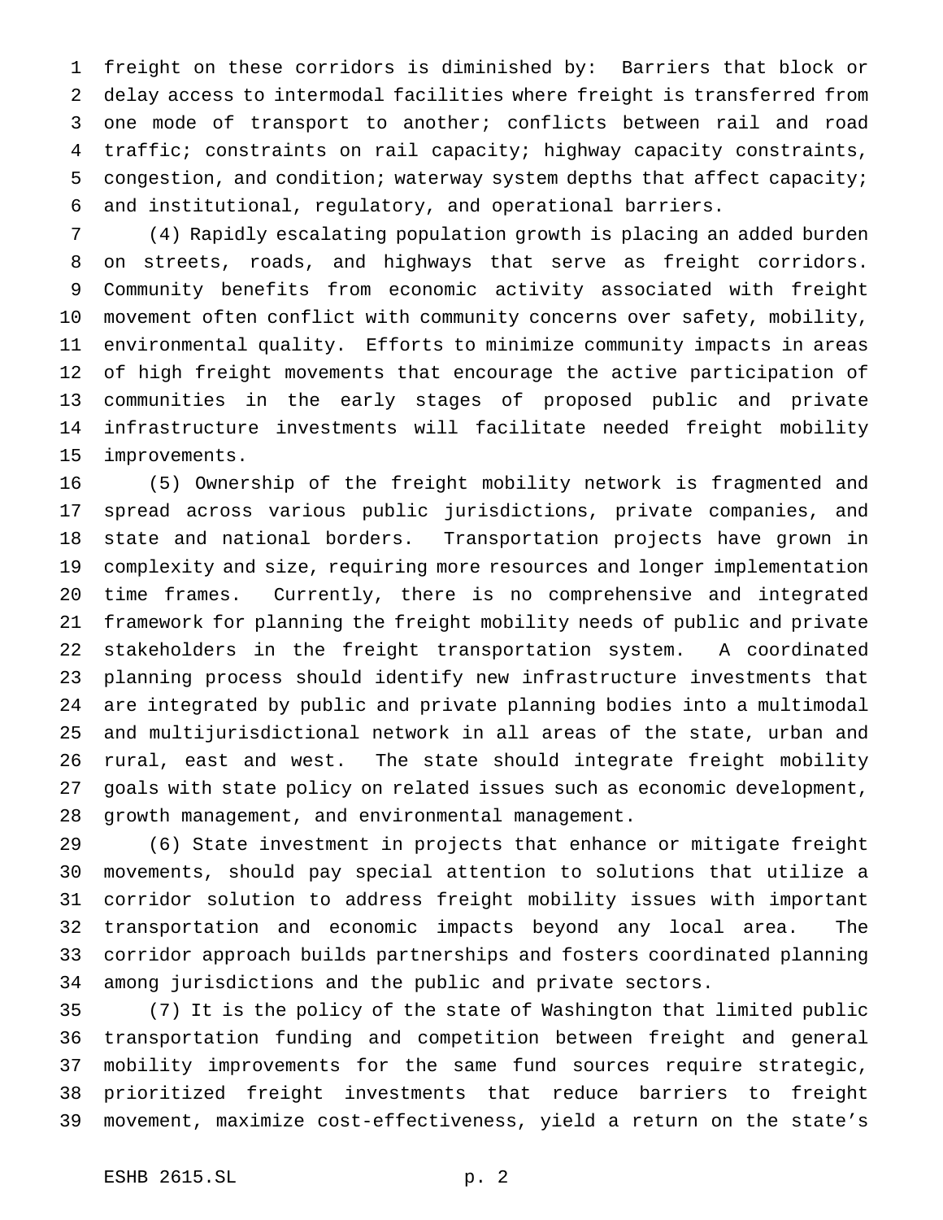freight on these corridors is diminished by: Barriers that block or delay access to intermodal facilities where freight is transferred from one mode of transport to another; conflicts between rail and road traffic; constraints on rail capacity; highway capacity constraints, congestion, and condition; waterway system depths that affect capacity; and institutional, regulatory, and operational barriers.

(4) Rapidly escalating population growth is placing an added burden on streets, roads, and highways that serve as freight corridors. Community benefits from economic activity associated with freight movement often conflict with community concerns over safety, mobility, environmental quality. Efforts to minimize community impacts in areas of high freight movements that encourage the active participation of communities in the early stages of proposed public and private infrastructure investments will facilitate needed freight mobility improvements.

(5) Ownership of the freight mobility network is fragmented and spread across various public jurisdictions, private companies, and state and national borders. Transportation projects have grown in complexity and size, requiring more resources and longer implementation time frames. Currently, there is no comprehensive and integrated framework for planning the freight mobility needs of public and private stakeholders in the freight transportation system. A coordinated planning process should identify new infrastructure investments that are integrated by public and private planning bodies into a multimodal and multijurisdictional network in all areas of the state, urban and rural, east and west. The state should integrate freight mobility goals with state policy on related issues such as economic development, growth management, and environmental management.

(6) State investment in projects that enhance or mitigate freight movements, should pay special attention to solutions that utilize a corridor solution to address freight mobility issues with important transportation and economic impacts beyond any local area. The corridor approach builds partnerships and fosters coordinated planning among jurisdictions and the public and private sectors.

(7) It is the policy of the state of Washington that limited public transportation funding and competition between freight and general mobility improvements for the same fund sources require strategic, prioritized freight investments that reduce barriers to freight movement, maximize cost-effectiveness, yield a return on the state's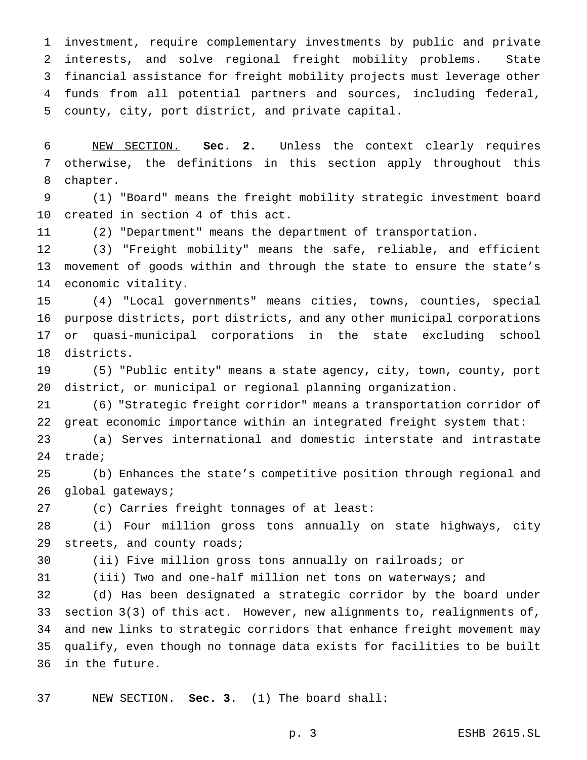investment, require complementary investments by public and private interests, and solve regional freight mobility problems. State financial assistance for freight mobility projects must leverage other funds from all potential partners and sources, including federal, county, city, port district, and private capital.

NEW SECTION. **Sec. 2.** Unless the context clearly requires otherwise, the definitions in this section apply throughout this chapter.

(1) "Board" means the freight mobility strategic investment board created in section 4 of this act.

(2) "Department" means the department of transportation.

(3) "Freight mobility" means the safe, reliable, and efficient movement of goods within and through the state to ensure the state's economic vitality.

(4) "Local governments" means cities, towns, counties, special purpose districts, port districts, and any other municipal corporations or quasi-municipal corporations in the state excluding school districts.

(5) "Public entity" means a state agency, city, town, county, port district, or municipal or regional planning organization.

(6) "Strategic freight corridor" means a transportation corridor of great economic importance within an integrated freight system that:

(a) Serves international and domestic interstate and intrastate trade;

(b) Enhances the state's competitive position through regional and global gateways;

(c) Carries freight tonnages of at least:

(i) Four million gross tons annually on state highways, city streets, and county roads;

(ii) Five million gross tons annually on railroads; or

(iii) Two and one-half million net tons on waterways; and

(d) Has been designated a strategic corridor by the board under section 3(3) of this act. However, new alignments to, realignments of, and new links to strategic corridors that enhance freight movement may qualify, even though no tonnage data exists for facilities to be built in the future.

NEW SECTION. **Sec. 3.** (1) The board shall: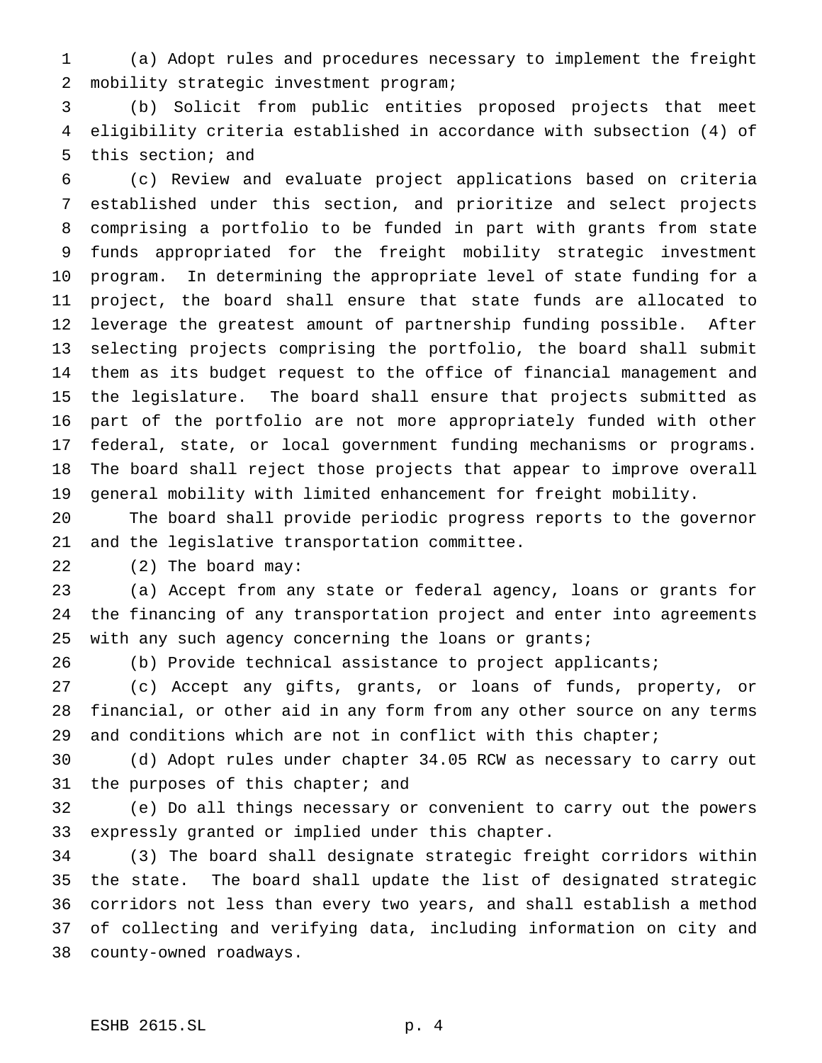(a) Adopt rules and procedures necessary to implement the freight mobility strategic investment program;

(b) Solicit from public entities proposed projects that meet eligibility criteria established in accordance with subsection (4) of this section; and

(c) Review and evaluate project applications based on criteria established under this section, and prioritize and select projects comprising a portfolio to be funded in part with grants from state funds appropriated for the freight mobility strategic investment program. In determining the appropriate level of state funding for a project, the board shall ensure that state funds are allocated to leverage the greatest amount of partnership funding possible. After selecting projects comprising the portfolio, the board shall submit them as its budget request to the office of financial management and the legislature. The board shall ensure that projects submitted as part of the portfolio are not more appropriately funded with other federal, state, or local government funding mechanisms or programs. The board shall reject those projects that appear to improve overall general mobility with limited enhancement for freight mobility.

The board shall provide periodic progress reports to the governor and the legislative transportation committee.

(2) The board may:

(a) Accept from any state or federal agency, loans or grants for the financing of any transportation project and enter into agreements with any such agency concerning the loans or grants;

(b) Provide technical assistance to project applicants;

(c) Accept any gifts, grants, or loans of funds, property, or financial, or other aid in any form from any other source on any terms and conditions which are not in conflict with this chapter;

(d) Adopt rules under chapter 34.05 RCW as necessary to carry out the purposes of this chapter; and

(e) Do all things necessary or convenient to carry out the powers expressly granted or implied under this chapter.

(3) The board shall designate strategic freight corridors within the state. The board shall update the list of designated strategic corridors not less than every two years, and shall establish a method of collecting and verifying data, including information on city and county-owned roadways.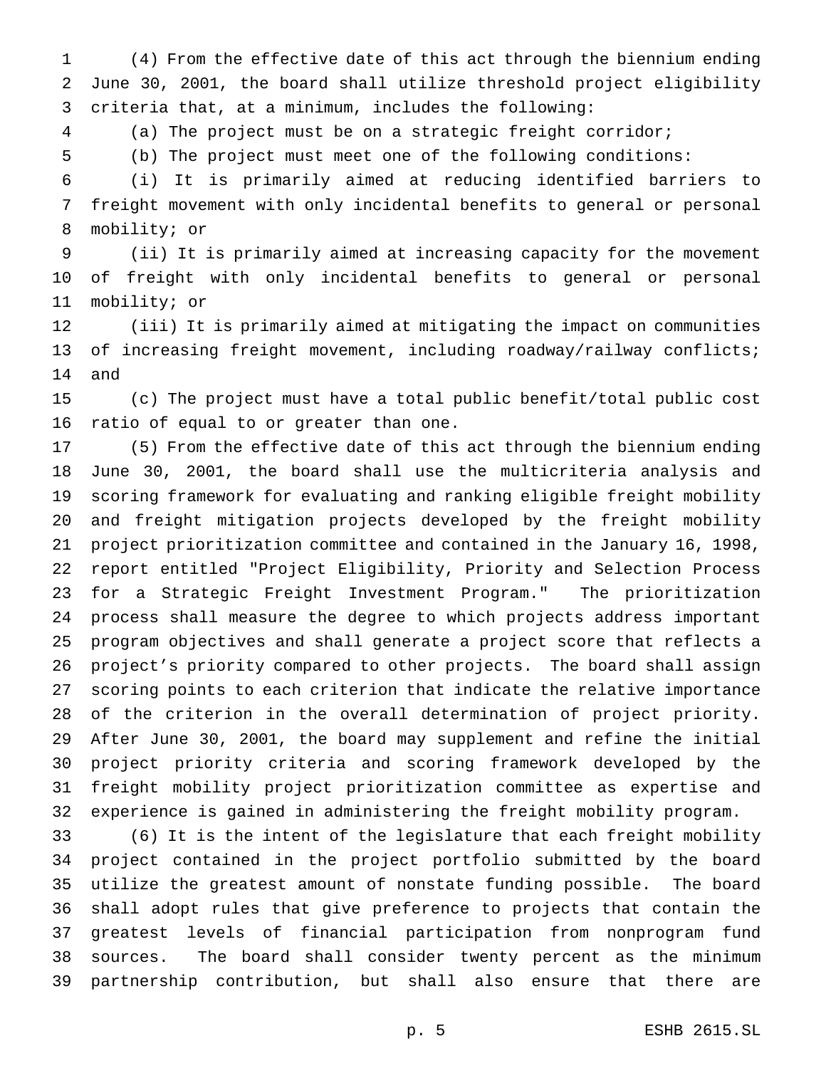(4) From the effective date of this act through the biennium ending June 30, 2001, the board shall utilize threshold project eligibility criteria that, at a minimum, includes the following:

(a) The project must be on a strategic freight corridor;

(b) The project must meet one of the following conditions:

(i) It is primarily aimed at reducing identified barriers to freight movement with only incidental benefits to general or personal mobility; or

(ii) It is primarily aimed at increasing capacity for the movement of freight with only incidental benefits to general or personal mobility; or

(iii) It is primarily aimed at mitigating the impact on communities of increasing freight movement, including roadway/railway conflicts; and

(c) The project must have a total public benefit/total public cost ratio of equal to or greater than one.

(5) From the effective date of this act through the biennium ending June 30, 2001, the board shall use the multicriteria analysis and scoring framework for evaluating and ranking eligible freight mobility and freight mitigation projects developed by the freight mobility project prioritization committee and contained in the January 16, 1998, report entitled "Project Eligibility, Priority and Selection Process for a Strategic Freight Investment Program." The prioritization process shall measure the degree to which projects address important program objectives and shall generate a project score that reflects a project's priority compared to other projects. The board shall assign scoring points to each criterion that indicate the relative importance of the criterion in the overall determination of project priority. After June 30, 2001, the board may supplement and refine the initial project priority criteria and scoring framework developed by the freight mobility project prioritization committee as expertise and experience is gained in administering the freight mobility program.

(6) It is the intent of the legislature that each freight mobility project contained in the project portfolio submitted by the board utilize the greatest amount of nonstate funding possible. The board shall adopt rules that give preference to projects that contain the greatest levels of financial participation from nonprogram fund sources. The board shall consider twenty percent as the minimum partnership contribution, but shall also ensure that there are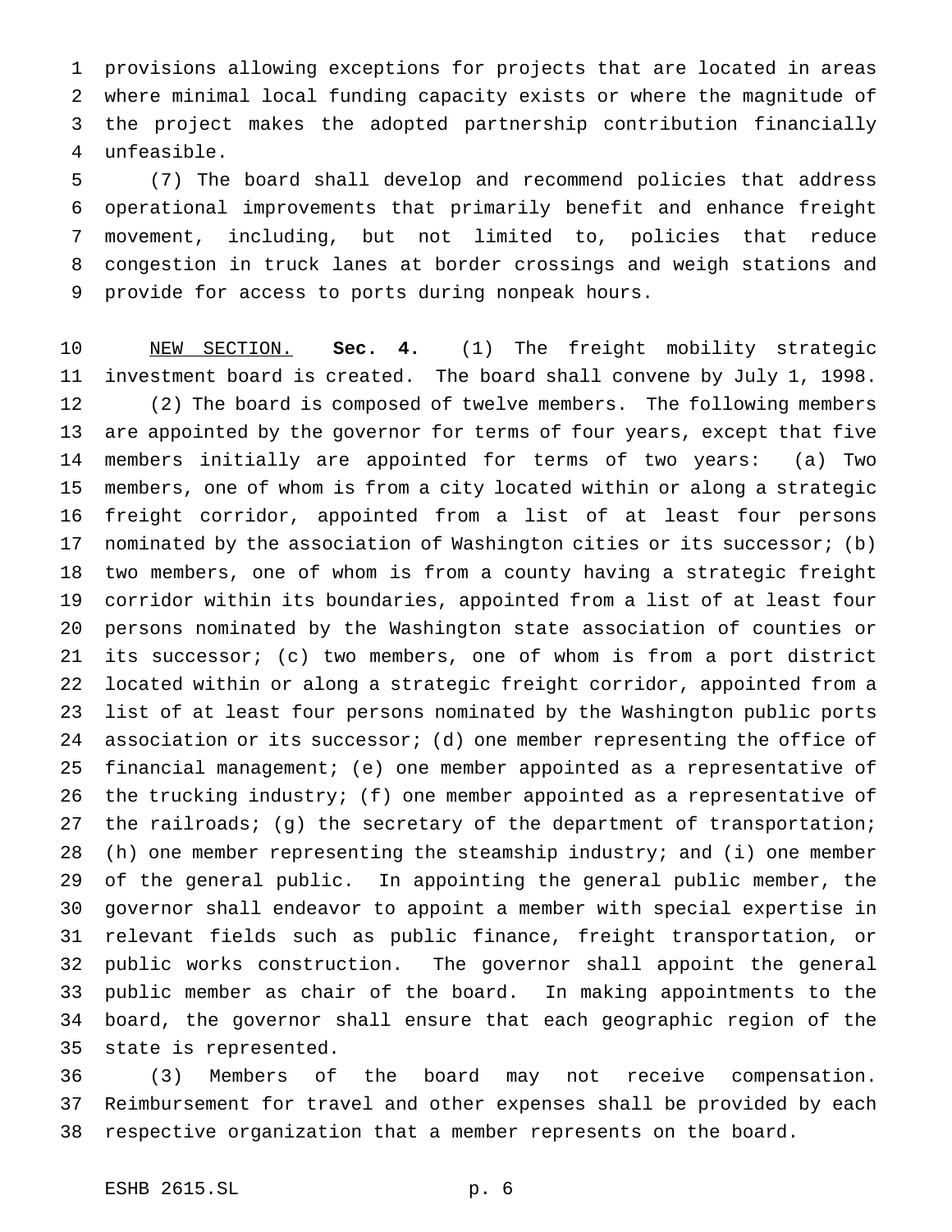provisions allowing exceptions for projects that are located in areas where minimal local funding capacity exists or where the magnitude of the project makes the adopted partnership contribution financially unfeasible.

(7) The board shall develop and recommend policies that address operational improvements that primarily benefit and enhance freight movement, including, but not limited to, policies that reduce congestion in truck lanes at border crossings and weigh stations and provide for access to ports during nonpeak hours.

NEW SECTION. **Sec. 4.** (1) The freight mobility strategic investment board is created. The board shall convene by July 1, 1998.

(2) The board is composed of twelve members. The following members are appointed by the governor for terms of four years, except that five members initially are appointed for terms of two years: (a) Two members, one of whom is from a city located within or along a strategic freight corridor, appointed from a list of at least four persons nominated by the association of Washington cities or its successor; (b) two members, one of whom is from a county having a strategic freight corridor within its boundaries, appointed from a list of at least four persons nominated by the Washington state association of counties or its successor; (c) two members, one of whom is from a port district located within or along a strategic freight corridor, appointed from a list of at least four persons nominated by the Washington public ports association or its successor; (d) one member representing the office of financial management; (e) one member appointed as a representative of the trucking industry; (f) one member appointed as a representative of the railroads; (g) the secretary of the department of transportation; (h) one member representing the steamship industry; and (i) one member of the general public. In appointing the general public member, the governor shall endeavor to appoint a member with special expertise in relevant fields such as public finance, freight transportation, or public works construction. The governor shall appoint the general public member as chair of the board. In making appointments to the board, the governor shall ensure that each geographic region of the state is represented.

(3) Members of the board may not receive compensation. Reimbursement for travel and other expenses shall be provided by each respective organization that a member represents on the board.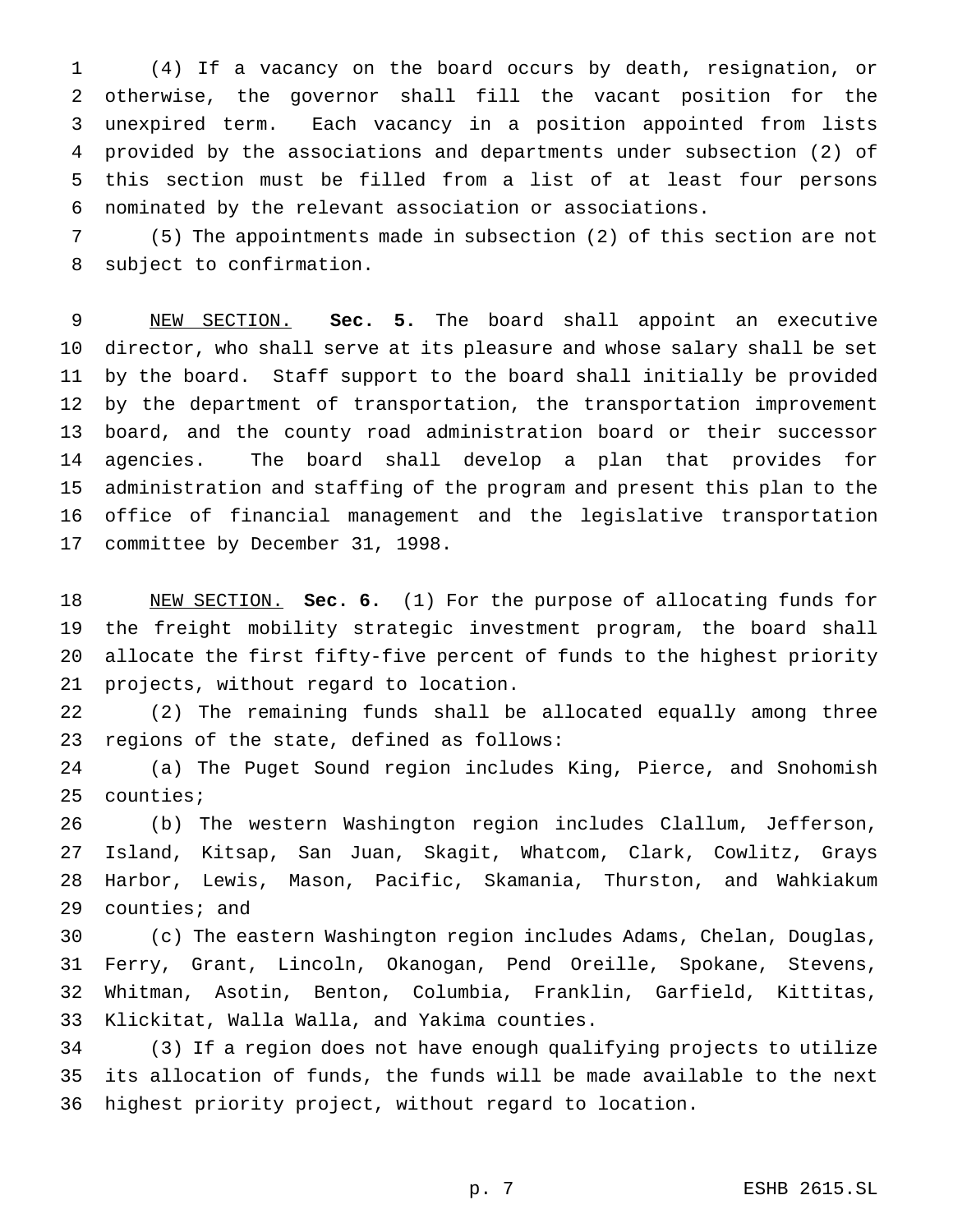(4) If a vacancy on the board occurs by death, resignation, or otherwise, the governor shall fill the vacant position for the unexpired term. Each vacancy in a position appointed from lists provided by the associations and departments under subsection (2) of this section must be filled from a list of at least four persons nominated by the relevant association or associations.

(5) The appointments made in subsection (2) of this section are not subject to confirmation.

NEW SECTION. **Sec. 5.** The board shall appoint an executive director, who shall serve at its pleasure and whose salary shall be set by the board. Staff support to the board shall initially be provided by the department of transportation, the transportation improvement board, and the county road administration board or their successor agencies. The board shall develop a plan that provides for administration and staffing of the program and present this plan to the office of financial management and the legislative transportation committee by December 31, 1998.

NEW SECTION. **Sec. 6.** (1) For the purpose of allocating funds for the freight mobility strategic investment program, the board shall allocate the first fifty-five percent of funds to the highest priority projects, without regard to location.

(2) The remaining funds shall be allocated equally among three regions of the state, defined as follows:

(a) The Puget Sound region includes King, Pierce, and Snohomish counties;

(b) The western Washington region includes Clallum, Jefferson, Island, Kitsap, San Juan, Skagit, Whatcom, Clark, Cowlitz, Grays Harbor, Lewis, Mason, Pacific, Skamania, Thurston, and Wahkiakum counties; and

(c) The eastern Washington region includes Adams, Chelan, Douglas, Ferry, Grant, Lincoln, Okanogan, Pend Oreille, Spokane, Stevens, Whitman, Asotin, Benton, Columbia, Franklin, Garfield, Kittitas, Klickitat, Walla Walla, and Yakima counties.

(3) If a region does not have enough qualifying projects to utilize its allocation of funds, the funds will be made available to the next highest priority project, without regard to location.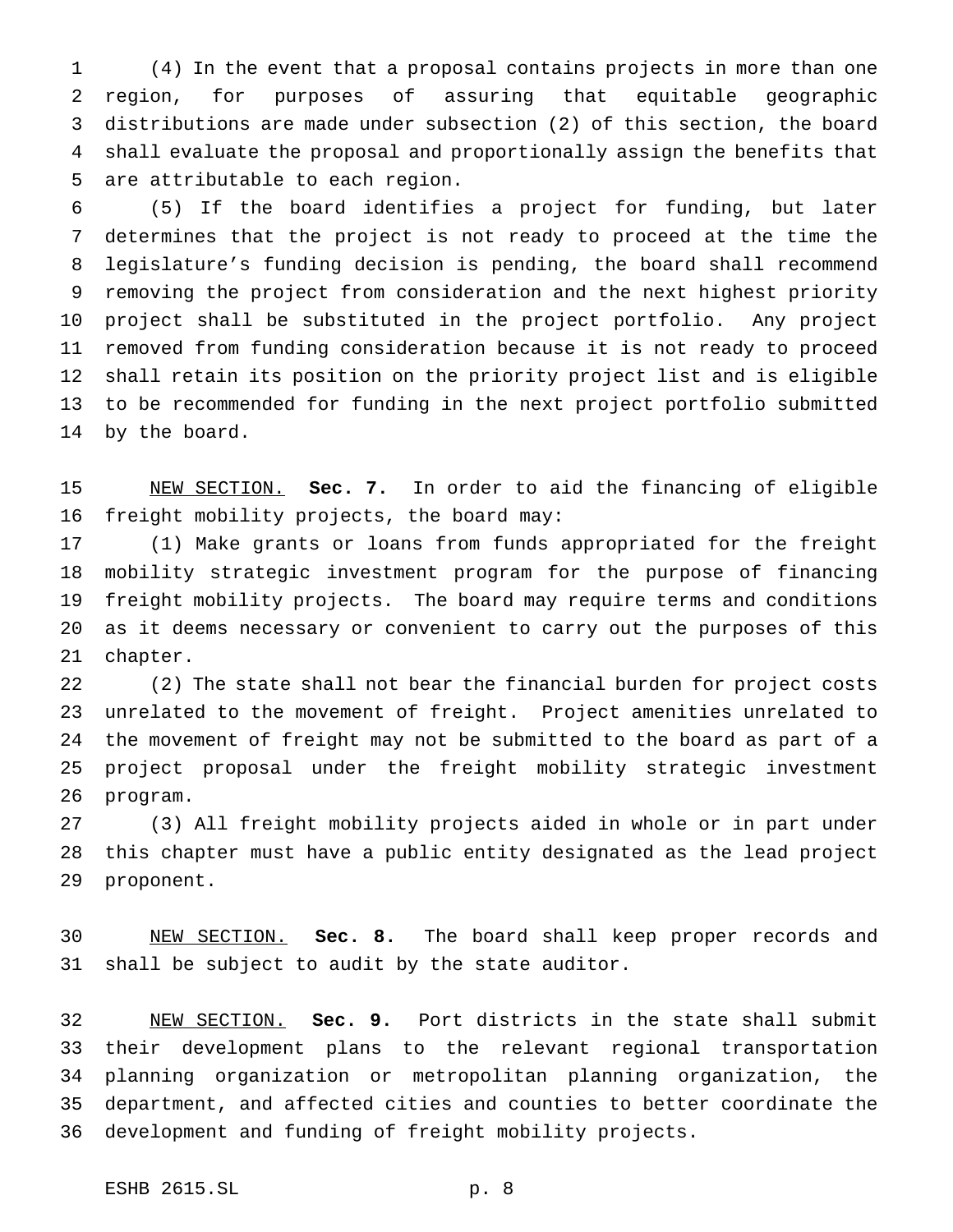(4) In the event that a proposal contains projects in more than one region, for purposes of assuring that equitable geographic distributions are made under subsection (2) of this section, the board shall evaluate the proposal and proportionally assign the benefits that are attributable to each region.

(5) If the board identifies a project for funding, but later determines that the project is not ready to proceed at the time the legislature's funding decision is pending, the board shall recommend removing the project from consideration and the next highest priority project shall be substituted in the project portfolio. Any project removed from funding consideration because it is not ready to proceed shall retain its position on the priority project list and is eligible to be recommended for funding in the next project portfolio submitted by the board.

NEW SECTION. **Sec. 7.** In order to aid the financing of eligible freight mobility projects, the board may:

(1) Make grants or loans from funds appropriated for the freight mobility strategic investment program for the purpose of financing freight mobility projects. The board may require terms and conditions as it deems necessary or convenient to carry out the purposes of this chapter.

(2) The state shall not bear the financial burden for project costs unrelated to the movement of freight. Project amenities unrelated to the movement of freight may not be submitted to the board as part of a project proposal under the freight mobility strategic investment program.

(3) All freight mobility projects aided in whole or in part under this chapter must have a public entity designated as the lead project proponent.

NEW SECTION. **Sec. 8.** The board shall keep proper records and shall be subject to audit by the state auditor.

NEW SECTION. **Sec. 9.** Port districts in the state shall submit their development plans to the relevant regional transportation planning organization or metropolitan planning organization, the department, and affected cities and counties to better coordinate the development and funding of freight mobility projects.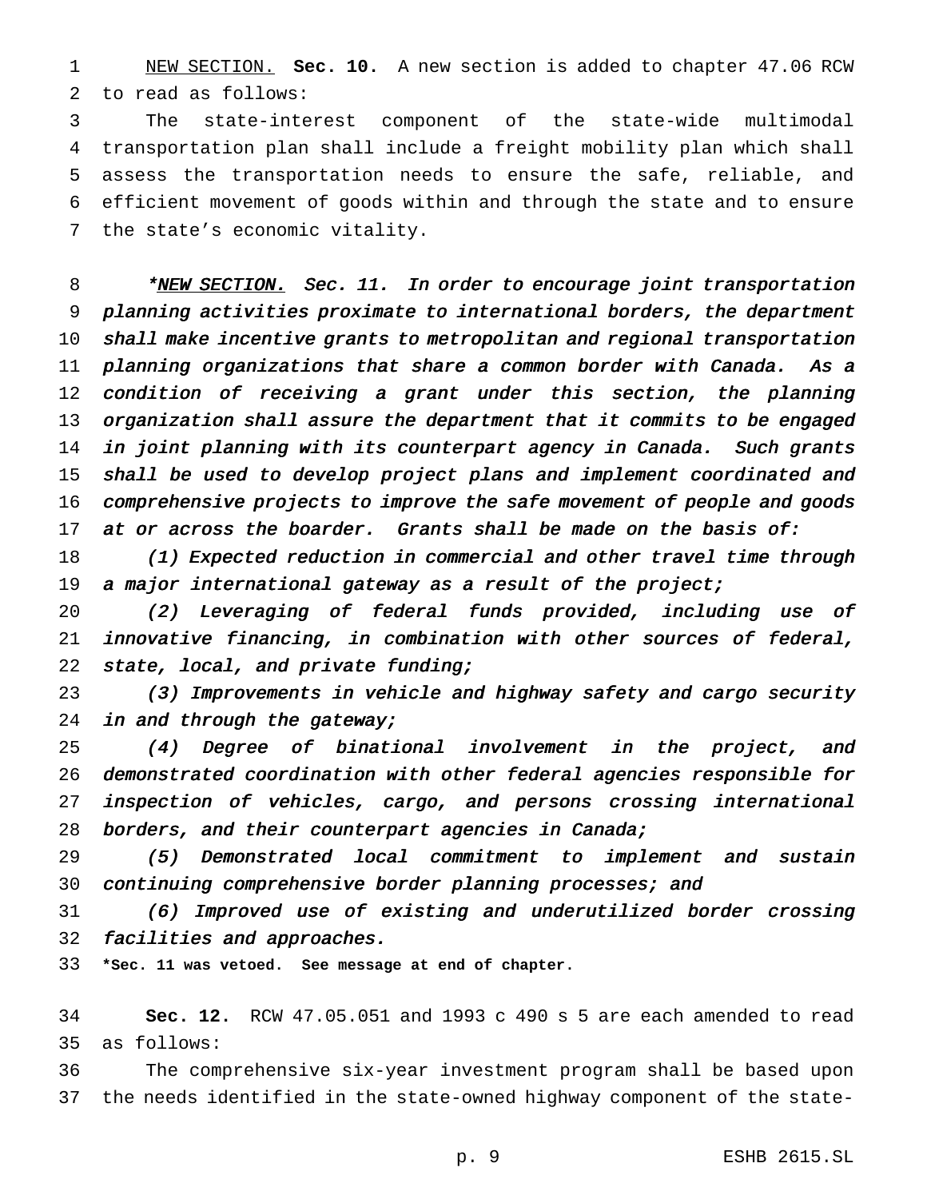NEW SECTION. **Sec. 10.** A new section is added to chapter 47.06 RCW to read as follows:

The state-interest component of the state-wide multimodal transportation plan shall include a freight mobility plan which shall assess the transportation needs to ensure the safe, reliable, and efficient movement of goods within and through the state and to ensure the state's economic vitality.

*\*NEW SECTION. Sec. 11. In order to encourage joint transportation planning activities proximate to international borders, the department shall make incentive grants to metropolitan and regional transportation planning organizations that share a common border with Canada. As a condition of receiving a grant under this section, the planning organization shall assure the department that it commits to be engaged in joint planning with its counterpart agency in Canada. Such grants shall be used to develop project plans and implement coordinated and comprehensive projects to improve the safe movement of people and goods at or across the boarder. Grants shall be made on the basis of:*

*(1) Expected reduction in commercial and other travel time through a major international gateway as a result of the project;*

*(2) Leveraging of federal funds provided, including use of innovative financing, in combination with other sources of federal, state, local, and private funding;*

*(3) Improvements in vehicle and highway safety and cargo security in and through the gateway;*

*(4) Degree of binational involvement in the project, and demonstrated coordination with other federal agencies responsible for inspection of vehicles, cargo, and persons crossing international borders, and their counterpart agencies in Canada;*

*(5) Demonstrated local commitment to implement and sustain continuing comprehensive border planning processes; and*

*(6) Improved use of existing and underutilized border crossing facilities and approaches.*

**\*Sec. 11 was vetoed. See message at end of chapter.**

**Sec. 12.** RCW 47.05.051 and 1993 c 490 s 5 are each amended to read as follows:

The comprehensive six-year investment program shall be based upon the needs identified in the state-owned highway component of the state-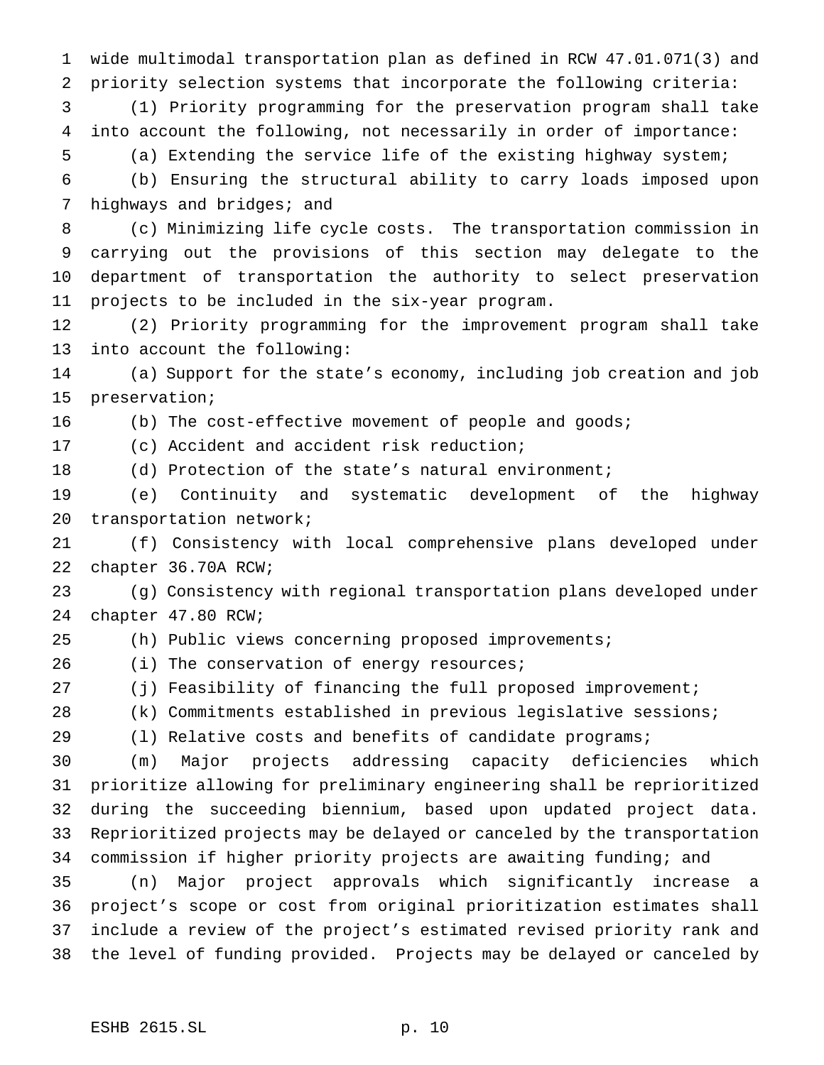wide multimodal transportation plan as defined in RCW 47.01.071(3) and priority selection systems that incorporate the following criteria:

(1) Priority programming for the preservation program shall take into account the following, not necessarily in order of importance:

(a) Extending the service life of the existing highway system;

(b) Ensuring the structural ability to carry loads imposed upon highways and bridges; and

(c) Minimizing life cycle costs. The transportation commission in carrying out the provisions of this section may delegate to the department of transportation the authority to select preservation projects to be included in the six-year program.

(2) Priority programming for the improvement program shall take into account the following:

(a) Support for the state's economy, including job creation and job preservation;

(b) The cost-effective movement of people and goods;

(c) Accident and accident risk reduction;

(d) Protection of the state's natural environment;

(e) Continuity and systematic development of the highway transportation network;

(f) Consistency with local comprehensive plans developed under chapter 36.70A RCW;

(g) Consistency with regional transportation plans developed under chapter 47.80 RCW;

(h) Public views concerning proposed improvements;

(i) The conservation of energy resources;

(j) Feasibility of financing the full proposed improvement;

(k) Commitments established in previous legislative sessions;

(l) Relative costs and benefits of candidate programs;

(m) Major projects addressing capacity deficiencies which prioritize allowing for preliminary engineering shall be reprioritized during the succeeding biennium, based upon updated project data. Reprioritized projects may be delayed or canceled by the transportation commission if higher priority projects are awaiting funding; and

(n) Major project approvals which significantly increase a project's scope or cost from original prioritization estimates shall include a review of the project's estimated revised priority rank and the level of funding provided. Projects may be delayed or canceled by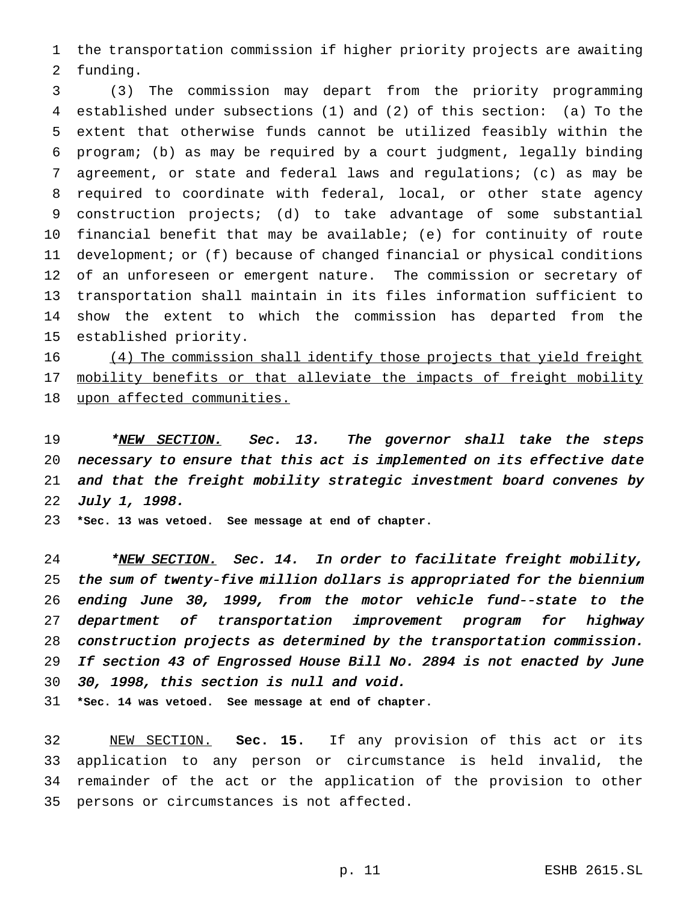the transportation commission if higher priority projects are awaiting funding.

(3) The commission may depart from the priority programming established under subsections (1) and (2) of this section: (a) To the extent that otherwise funds cannot be utilized feasibly within the program; (b) as may be required by a court judgment, legally binding agreement, or state and federal laws and regulations; (c) as may be required to coordinate with federal, local, or other state agency construction projects; (d) to take advantage of some substantial financial benefit that may be available; (e) for continuity of route development; or (f) because of changed financial or physical conditions of an unforeseen or emergent nature. The commission or secretary of transportation shall maintain in its files information sufficient to show the extent to which the commission has departed from the established priority.

<u>(4) The commission shall identify those projects that yield freight mobility benefits or that alleviate the impacts of freight mobility upon affected communities.</u>

*\*<u>NEW SECTION.</u> Sec. 13. The governor shall take the steps necessary to ensure that this act is implemented on its effective date and that the freight mobility strategic investment board convenes by July 1, 1998.*

**\*Sec. 13 was vetoed. See message at end of chapter.**

*\*<u>NEW SECTION.</u> Sec. 14. In order to facilitate freight mobility, the sum of twenty-five million dollars is appropriated for the biennium ending June 30, 1999, from the motor vehicle fund--state to the department of transportation improvement program for highway construction projects as determined by the transportation commission. If section 43 of Engrossed House Bill No. 2894 is not enacted by June 30, 1998, this section is null and void.*

**\*Sec. 14 was vetoed. See message at end of chapter.**

<u>NEW SECTION.</u> **Sec. 15.** If any provision of this act or its application to any person or circumstance is held invalid, the remainder of the act or the application of the provision to other persons or circumstances is not affected.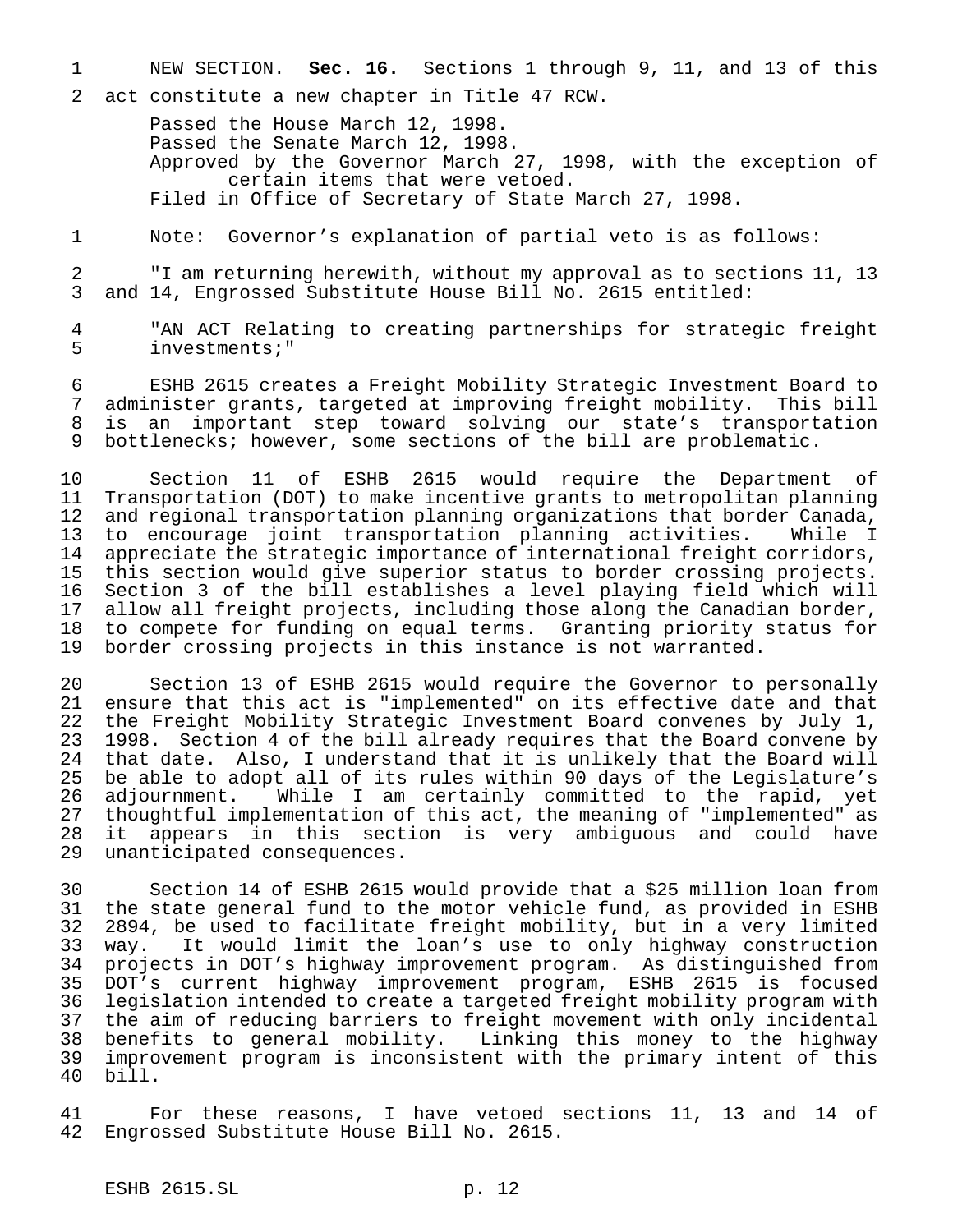NEW SECTION. **Sec. 16.** Sections 1 through 9, 11, and 13 of this act constitute a new chapter in Title 47 RCW.

Passed the House March 12, 1998.
Passed the Senate March 12, 1998.
Approved by the Governor March 27, 1998, with the exception of certain items that were vetoed.
Filed in Office of Secretary of State March 27, 1998.

Note: Governor's explanation of partial veto is as follows:

"I am returning herewith, without my approval as to sections 11, 13 and 14, Engrossed Substitute House Bill No. 2615 entitled:

"AN ACT Relating to creating partnerships for strategic freight investments;"

ESHB 2615 creates a Freight Mobility Strategic Investment Board to administer grants, targeted at improving freight mobility. This bill is an important step toward solving our state's transportation bottlenecks; however, some sections of the bill are problematic.

Section 11 of ESHB 2615 would require the Department of Transportation (DOT) to make incentive grants to metropolitan planning and regional transportation planning organizations that border Canada, to encourage joint transportation planning activities. While I appreciate the strategic importance of international freight corridors, this section would give superior status to border crossing projects. Section 3 of the bill establishes a level playing field which will allow all freight projects, including those along the Canadian border, to compete for funding on equal terms. Granting priority status for border crossing projects in this instance is not warranted.

Section 13 of ESHB 2615 would require the Governor to personally ensure that this act is "implemented" on its effective date and that the Freight Mobility Strategic Investment Board convenes by July 1, 1998. Section 4 of the bill already requires that the Board convene by that date. Also, I understand that it is unlikely that the Board will be able to adopt all of its rules within 90 days of the Legislature's adjournment. While I am certainly committed to the rapid, yet thoughtful implementation of this act, the meaning of "implemented" as it appears in this section is very ambiguous and could have unanticipated consequences.

Section 14 of ESHB 2615 would provide that a $25 million loan from the state general fund to the motor vehicle fund, as provided in ESHB 2894, be used to facilitate freight mobility, but in a very limited way. It would limit the loan's use to only highway construction projects in DOT's highway improvement program. As distinguished from DOT's current highway improvement program, ESHB 2615 is focused legislation intended to create a targeted freight mobility program with the aim of reducing barriers to freight movement with only incidental benefits to general mobility. Linking this money to the highway improvement program is inconsistent with the primary intent of this bill.

For these reasons, I have vetoed sections 11, 13 and 14 of Engrossed Substitute House Bill No. 2615.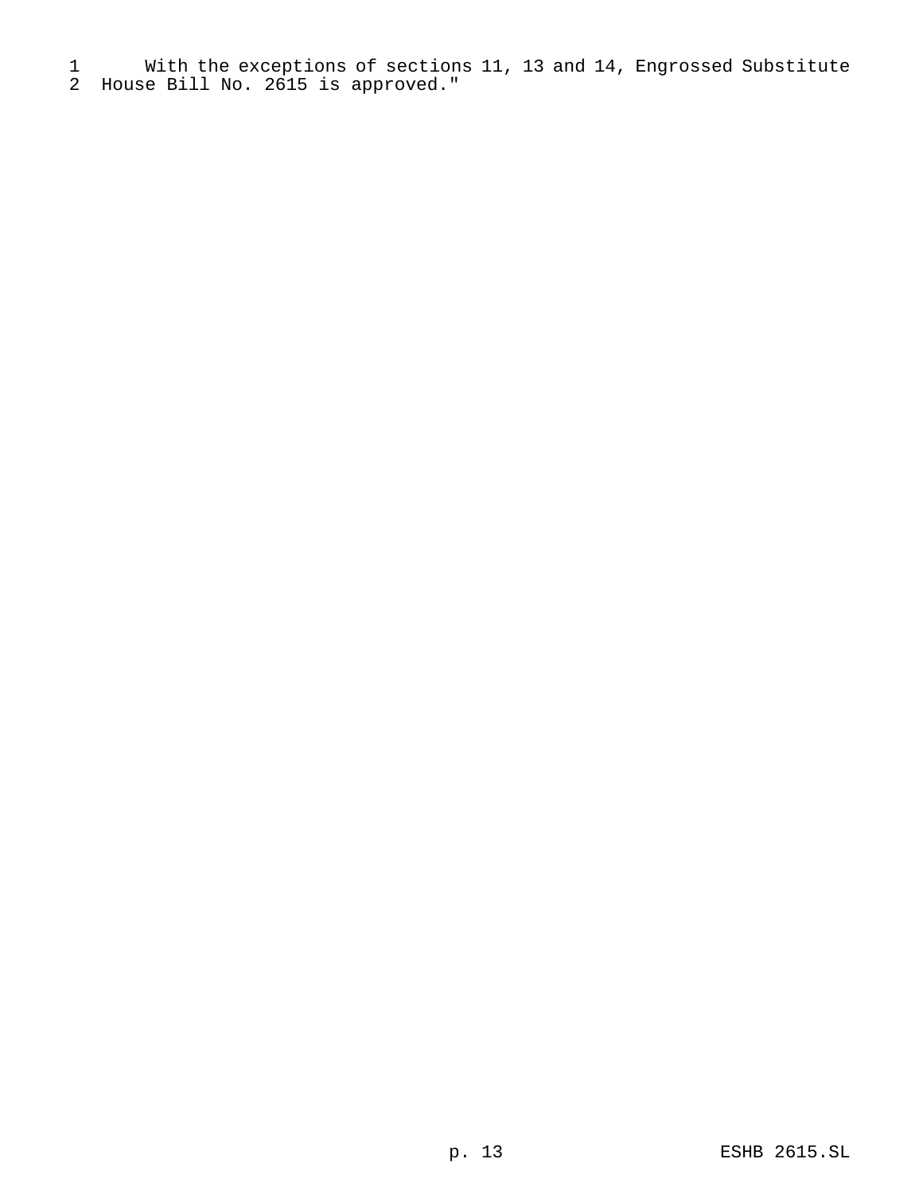With the exceptions of sections 11, 13 and 14, Engrossed Substitute House Bill No. 2615 is approved."